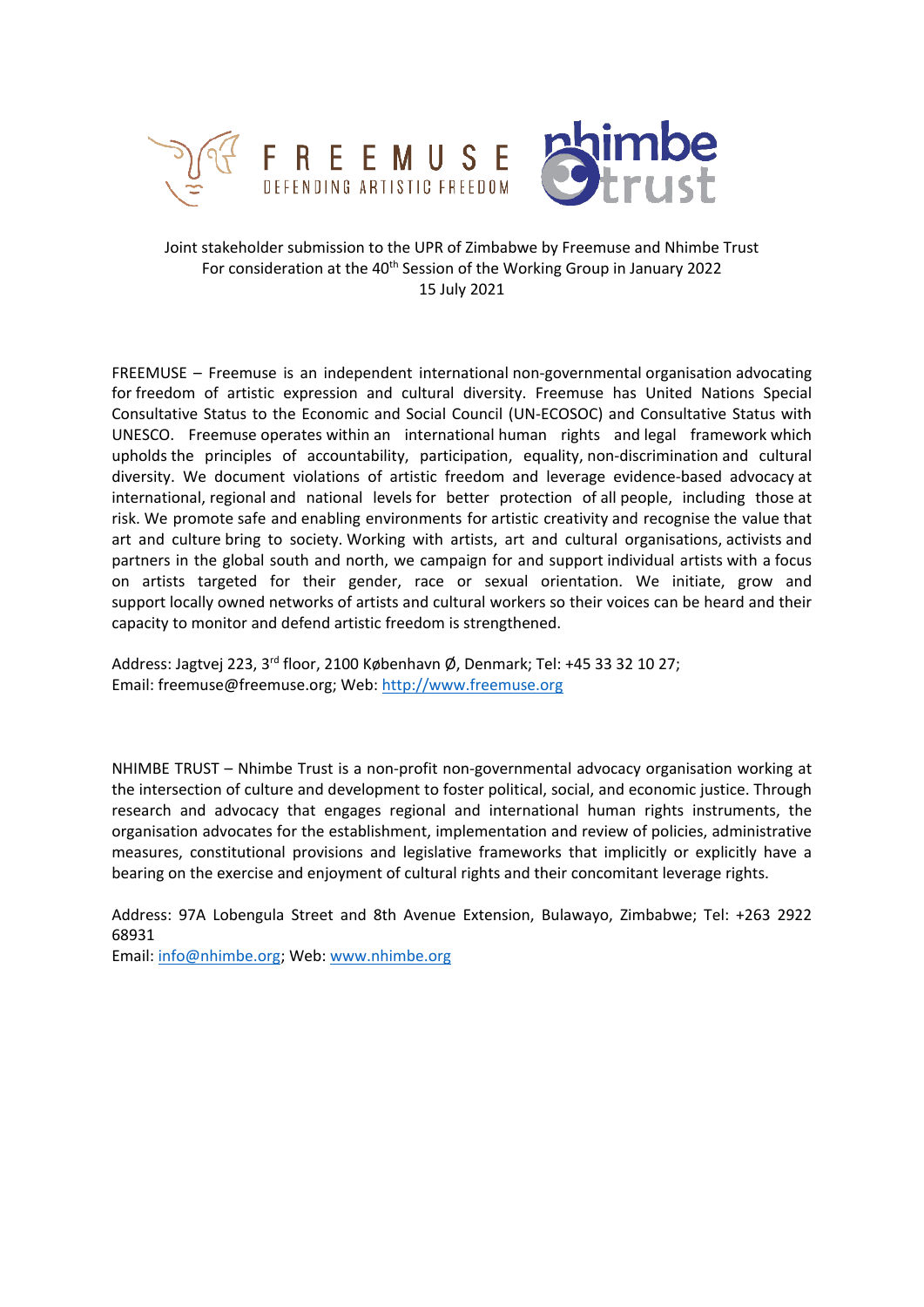FREEMUSE DEFENDING ARTISTIC FREEDOM

nhimbe trust

Joint stakeholder submission to the UPR of Zimbabwe by Freemuse and Nhimbe Trust
For consideration at the 40th Session of the Working Group in January 2022
15 July 2021

FREEMUSE – Freemuse is an independent international non-governmental organisation advocating for freedom of artistic expression and cultural diversity. Freemuse has United Nations Special Consultative Status to the Economic and Social Council (UN-ECOSOC) and Consultative Status with UNESCO. Freemuse operates within an international human rights and legal framework which upholds the principles of accountability, participation, equality, non-discrimination and cultural diversity. We document violations of artistic freedom and leverage evidence-based advocacy at international, regional and national levels for better protection of all people, including those at risk. We promote safe and enabling environments for artistic creativity and recognise the value that art and culture bring to society. Working with artists, art and cultural organisations, activists and partners in the global south and north, we campaign for and support individual artists with a focus on artists targeted for their gender, race or sexual orientation. We initiate, grow and support locally owned networks of artists and cultural workers so their voices can be heard and their capacity to monitor and defend artistic freedom is strengthened.

Address: Jagtvej 223, 3rd floor, 2100 København Ø, Denmark; Tel: +45 33 32 10 27;
Email: freemuse@freemuse.org; Web: http://www.freemuse.org

NHIMBE TRUST – Nhimbe Trust is a non-profit non-governmental advocacy organisation working at the intersection of culture and development to foster political, social, and economic justice. Through research and advocacy that engages regional and international human rights instruments, the organisation advocates for the establishment, implementation and review of policies, administrative measures, constitutional provisions and legislative frameworks that implicitly or explicitly have a bearing on the exercise and enjoyment of cultural rights and their concomitant leverage rights.

Address: 97A Lobengula Street and 8th Avenue Extension, Bulawayo, Zimbabwe; Tel: +263 2922 68931
Email: info@nhimbe.org; Web: www.nhimbe.org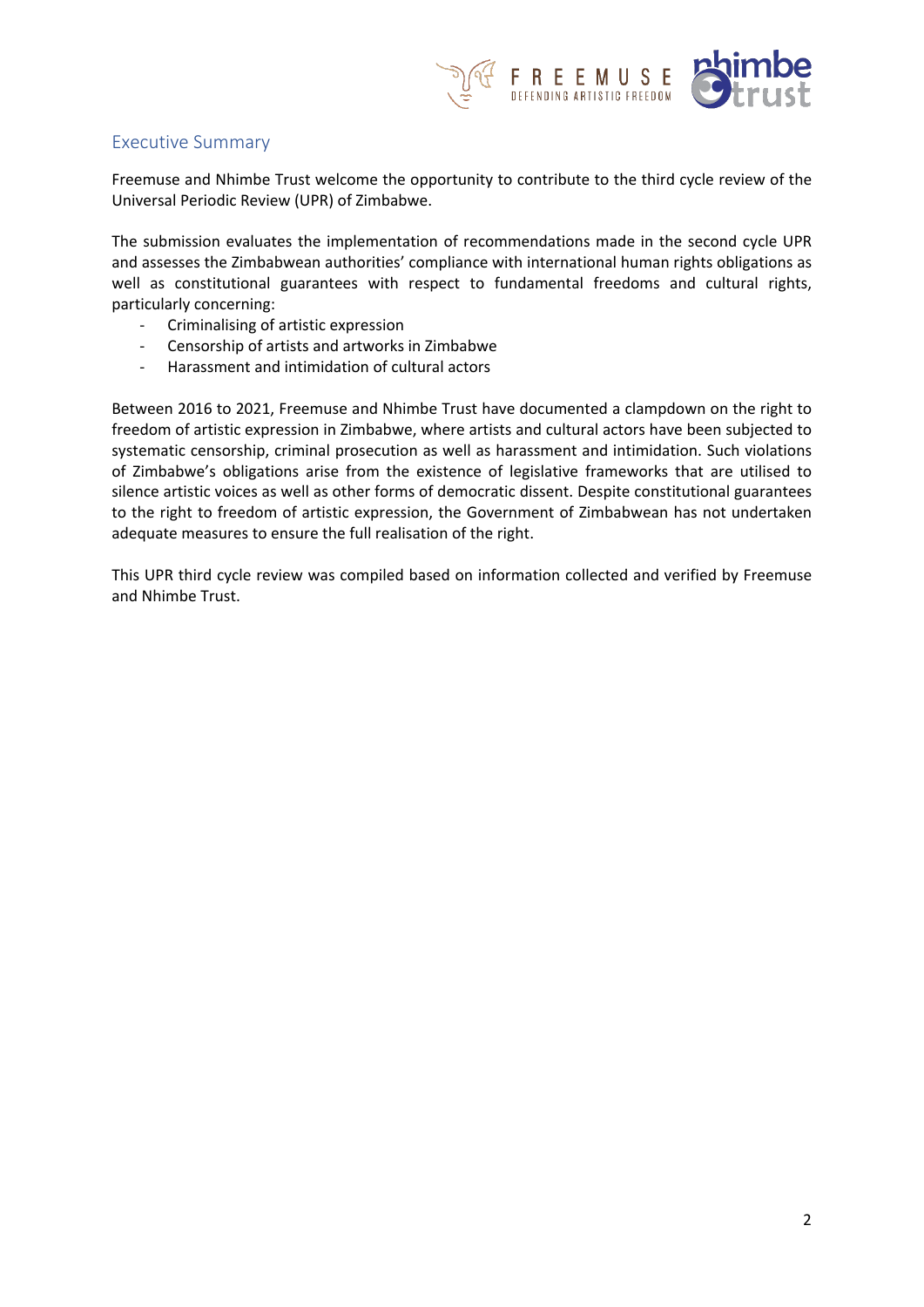## Executive Summary

Freemuse and Nhimbe Trust welcome the opportunity to contribute to the third cycle review of the Universal Periodic Review (UPR) of Zimbabwe.

The submission evaluates the implementation of recommendations made in the second cycle UPR and assesses the Zimbabwean authorities' compliance with international human rights obligations as well as constitutional guarantees with respect to fundamental freedoms and cultural rights, particularly concerning:

- Criminalising of artistic expression
- Censorship of artists and artworks in Zimbabwe
- Harassment and intimidation of cultural actors

Between 2016 to 2021, Freemuse and Nhimbe Trust have documented a clampdown on the right to freedom of artistic expression in Zimbabwe, where artists and cultural actors have been subjected to systematic censorship, criminal prosecution as well as harassment and intimidation. Such violations of Zimbabwe's obligations arise from the existence of legislative frameworks that are utilised to silence artistic voices as well as other forms of democratic dissent. Despite constitutional guarantees to the right to freedom of artistic expression, the Government of Zimbabwean has not undertaken adequate measures to ensure the full realisation of the right.

This UPR third cycle review was compiled based on information collected and verified by Freemuse and Nhimbe Trust.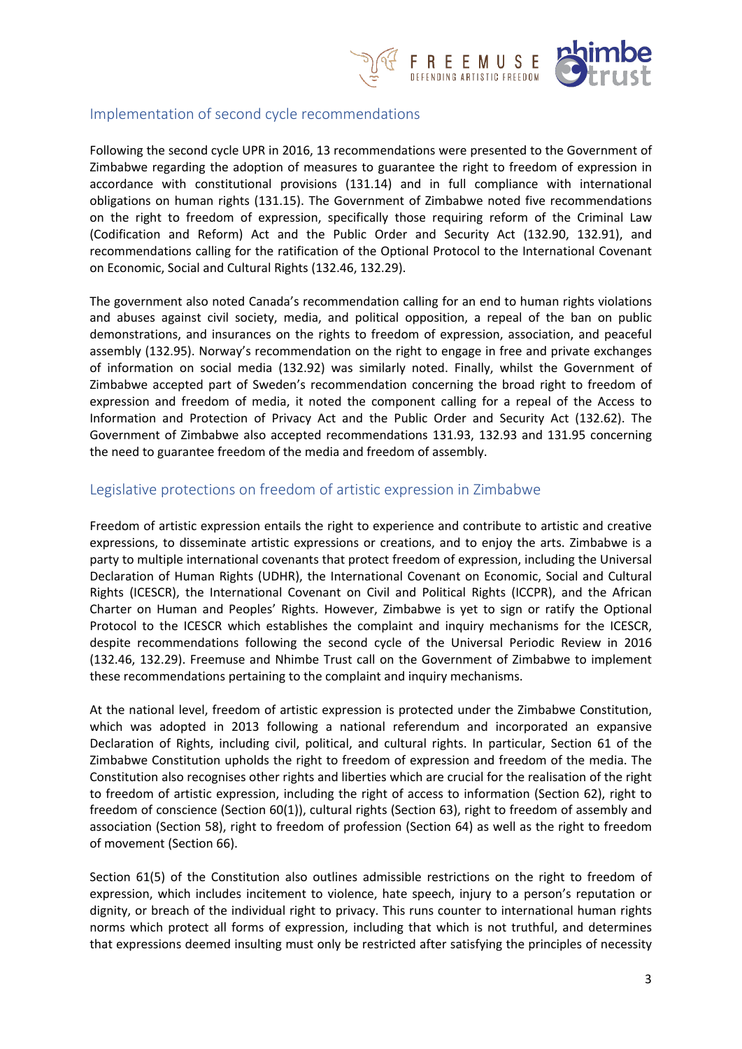## Implementation of second cycle recommendations

Following the second cycle UPR in 2016, 13 recommendations were presented to the Government of Zimbabwe regarding the adoption of measures to guarantee the right to freedom of expression in accordance with constitutional provisions (131.14) and in full compliance with international obligations on human rights (131.15). The Government of Zimbabwe noted five recommendations on the right to freedom of expression, specifically those requiring reform of the Criminal Law (Codification and Reform) Act and the Public Order and Security Act (132.90, 132.91), and recommendations calling for the ratification of the Optional Protocol to the International Covenant on Economic, Social and Cultural Rights (132.46, 132.29).

The government also noted Canada's recommendation calling for an end to human rights violations and abuses against civil society, media, and political opposition, a repeal of the ban on public demonstrations, and insurances on the rights to freedom of expression, association, and peaceful assembly (132.95). Norway's recommendation on the right to engage in free and private exchanges of information on social media (132.92) was similarly noted. Finally, whilst the Government of Zimbabwe accepted part of Sweden's recommendation concerning the broad right to freedom of expression and freedom of media, it noted the component calling for a repeal of the Access to Information and Protection of Privacy Act and the Public Order and Security Act (132.62). The Government of Zimbabwe also accepted recommendations 131.93, 132.93 and 131.95 concerning the need to guarantee freedom of the media and freedom of assembly.

## Legislative protections on freedom of artistic expression in Zimbabwe

Freedom of artistic expression entails the right to experience and contribute to artistic and creative expressions, to disseminate artistic expressions or creations, and to enjoy the arts. Zimbabwe is a party to multiple international covenants that protect freedom of expression, including the Universal Declaration of Human Rights (UDHR), the International Covenant on Economic, Social and Cultural Rights (ICESCR), the International Covenant on Civil and Political Rights (ICCPR), and the African Charter on Human and Peoples' Rights. However, Zimbabwe is yet to sign or ratify the Optional Protocol to the ICESCR which establishes the complaint and inquiry mechanisms for the ICESCR, despite recommendations following the second cycle of the Universal Periodic Review in 2016 (132.46, 132.29). Freemuse and Nhimbe Trust call on the Government of Zimbabwe to implement these recommendations pertaining to the complaint and inquiry mechanisms.

At the national level, freedom of artistic expression is protected under the Zimbabwe Constitution, which was adopted in 2013 following a national referendum and incorporated an expansive Declaration of Rights, including civil, political, and cultural rights. In particular, Section 61 of the Zimbabwe Constitution upholds the right to freedom of expression and freedom of the media. The Constitution also recognises other rights and liberties which are crucial for the realisation of the right to freedom of artistic expression, including the right of access to information (Section 62), right to freedom of conscience (Section 60(1)), cultural rights (Section 63), right to freedom of assembly and association (Section 58), right to freedom of profession (Section 64) as well as the right to freedom of movement (Section 66).

Section 61(5) of the Constitution also outlines admissible restrictions on the right to freedom of expression, which includes incitement to violence, hate speech, injury to a person's reputation or dignity, or breach of the individual right to privacy. This runs counter to international human rights norms which protect all forms of expression, including that which is not truthful, and determines that expressions deemed insulting must only be restricted after satisfying the principles of necessity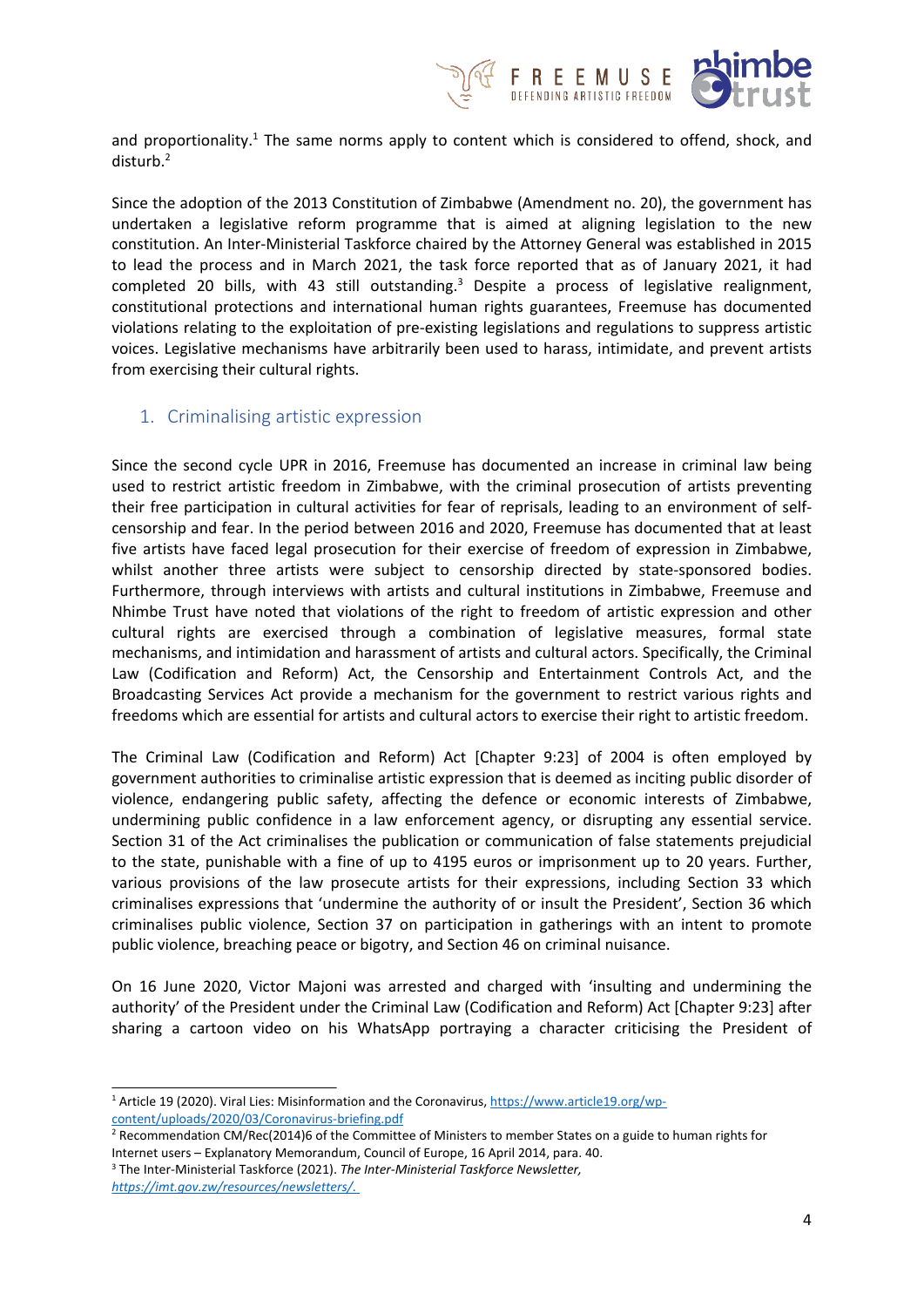and proportionality.[1] The same norms apply to content which is considered to offend, shock, and disturb.[2]

Since the adoption of the 2013 Constitution of Zimbabwe (Amendment no. 20), the government has undertaken a legislative reform programme that is aimed at aligning legislation to the new constitution. An Inter-Ministerial Taskforce chaired by the Attorney General was established in 2015 to lead the process and in March 2021, the task force reported that as of January 2021, it had completed 20 bills, with 43 still outstanding.[3] Despite a process of legislative realignment, constitutional protections and international human rights guarantees, Freemuse has documented violations relating to the exploitation of pre-existing legislations and regulations to suppress artistic voices. Legislative mechanisms have arbitrarily been used to harass, intimidate, and prevent artists from exercising their cultural rights.

## 1. Criminalising artistic expression

Since the second cycle UPR in 2016, Freemuse has documented an increase in criminal law being used to restrict artistic freedom in Zimbabwe, with the criminal prosecution of artists preventing their free participation in cultural activities for fear of reprisals, leading to an environment of self-censorship and fear. In the period between 2016 and 2020, Freemuse has documented that at least five artists have faced legal prosecution for their exercise of freedom of expression in Zimbabwe, whilst another three artists were subject to censorship directed by state-sponsored bodies. Furthermore, through interviews with artists and cultural institutions in Zimbabwe, Freemuse and Nhimbe Trust have noted that violations of the right to freedom of artistic expression and other cultural rights are exercised through a combination of legislative measures, formal state mechanisms, and intimidation and harassment of artists and cultural actors. Specifically, the Criminal Law (Codification and Reform) Act, the Censorship and Entertainment Controls Act, and the Broadcasting Services Act provide a mechanism for the government to restrict various rights and freedoms which are essential for artists and cultural actors to exercise their right to artistic freedom.

The Criminal Law (Codification and Reform) Act [Chapter 9:23] of 2004 is often employed by government authorities to criminalise artistic expression that is deemed as inciting public disorder of violence, endangering public safety, affecting the defence or economic interests of Zimbabwe, undermining public confidence in a law enforcement agency, or disrupting any essential service. Section 31 of the Act criminalises the publication or communication of false statements prejudicial to the state, punishable with a fine of up to 4195 euros or imprisonment up to 20 years. Further, various provisions of the law prosecute artists for their expressions, including Section 33 which criminalises expressions that 'undermine the authority of or insult the President', Section 36 which criminalises public violence, Section 37 on participation in gatherings with an intent to promote public violence, breaching peace or bigotry, and Section 46 on criminal nuisance.

On 16 June 2020, Victor Majoni was arrested and charged with 'insulting and undermining the authority' of the President under the Criminal Law (Codification and Reform) Act [Chapter 9:23] after sharing a cartoon video on his WhatsApp portraying a character criticising the President of

---

[1] Article 19 (2020). Viral Lies: Misinformation and the Coronavirus, https://www.article19.org/wp-content/uploads/2020/03/Coronavirus-briefing.pdf

[2] Recommendation CM/Rec(2014)6 of the Committee of Ministers to member States on a guide to human rights for Internet users – Explanatory Memorandum, Council of Europe, 16 April 2014, para. 40.

[3] The Inter-Ministerial Taskforce (2021). *The Inter-Ministerial Taskforce Newsletter*, *https://imt.gov.zw/resources/newsletters/.*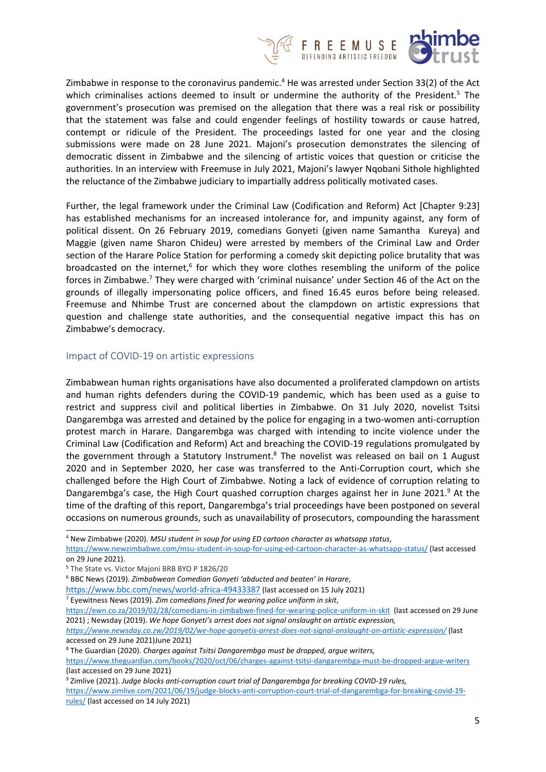Zimbabwe in response to the coronavirus pandemic.[4] He was arrested under Section 33(2) of the Act which criminalises actions deemed to insult or undermine the authority of the President.[5] The government's prosecution was premised on the allegation that there was a real risk or possibility that the statement was false and could engender feelings of hostility towards or cause hatred, contempt or ridicule of the President. The proceedings lasted for one year and the closing submissions were made on 28 June 2021. Majoni's prosecution demonstrates the silencing of democratic dissent in Zimbabwe and the silencing of artistic voices that question or criticise the authorities. In an interview with Freemuse in July 2021, Majoni's lawyer Nqobani Sithole highlighted the reluctance of the Zimbabwe judiciary to impartially address politically motivated cases.

Further, the legal framework under the Criminal Law (Codification and Reform) Act [Chapter 9:23] has established mechanisms for an increased intolerance for, and impunity against, any form of political dissent. On 26 February 2019, comedians Gonyeti (given name Samantha Kureya) and Maggie (given name Sharon Chideu) were arrested by members of the Criminal Law and Order section of the Harare Police Station for performing a comedy skit depicting police brutality that was broadcasted on the internet,[6] for which they wore clothes resembling the uniform of the police forces in Zimbabwe.[7] They were charged with 'criminal nuisance' under Section 46 of the Act on the grounds of illegally impersonating police officers, and fined 16.45 euros before being released. Freemuse and Nhimbe Trust are concerned about the clampdown on artistic expressions that question and challenge state authorities, and the consequential negative impact this has on Zimbabwe's democracy.

## Impact of COVID-19 on artistic expressions

Zimbabwean human rights organisations have also documented a proliferated clampdown on artists and human rights defenders during the COVID-19 pandemic, which has been used as a guise to restrict and suppress civil and political liberties in Zimbabwe. On 31 July 2020, novelist Tsitsi Dangarembga was arrested and detained by the police for engaging in a two-women anti-corruption protest march in Harare. Dangarembga was charged with intending to incite violence under the Criminal Law (Codification and Reform) Act and breaching the COVID-19 regulations promulgated by the government through a Statutory Instrument.[8] The novelist was released on bail on 1 August 2020 and in September 2020, her case was transferred to the Anti-Corruption court, which she challenged before the High Court of Zimbabwe. Noting a lack of evidence of corruption relating to Dangarembga's case, the High Court quashed corruption charges against her in June 2021.[9] At the time of the drafting of this report, Dangarembga's trial proceedings have been postponed on several occasions on numerous grounds, such as unavailability of prosecutors, compounding the harassment

---

[4] New Zimbabwe (2020). *MSU student in soup for using ED cartoon character as whatsapp status*, https://www.newzimbabwe.com/msu-student-in-soup-for-using-ed-cartoon-character-as-whatsapp-status/ (last accessed on 29 June 2021).

[5] The State vs. Victor Majoni BRB BYO P 1826/20

[6] BBC News (2019). *Zimbabwean Comedian Gonyeti 'abducted and beaten' in Harare*, https://www.bbc.com/news/world-africa-49433387 (last accessed on 15 July 2021)

[7] Eyewitness News (2019). *Zim comedians fined for wearing police uniform in skit*, https://ewn.co.za/2019/02/28/comedians-in-zimbabwe-fined-for-wearing-police-uniform-in-skit (last accessed on 29 June 2021) ; Newsday (2019). *We hope Gonyeti's arrest does not signal onslaught on artistic expression*, *https://www.newsday.co.zw/2019/02/we-hope-gonyetis-arrest-does-not-signal-onslaught-on-artistic-expression/* (last accessed on 29 June 2021)June 2021)

[8] The Guardian (2020). *Charges against Tsitsi Dangarembga must be dropped, argue writers*, https://www.theguardian.com/books/2020/oct/06/charges-against-tsitsi-dangarembga-must-be-dropped-argue-writers (last accessed on 29 June 2021)

[9] Zimlive (2021). *Judge blocks anti-corruption court trial of Dangarembga for breaking COVID-19 rules*, https://www.zimlive.com/2021/06/19/judge-blocks-anti-corruption-court-trial-of-dangarembga-for-breaking-covid-19-rules/ (last accessed on 14 July 2021)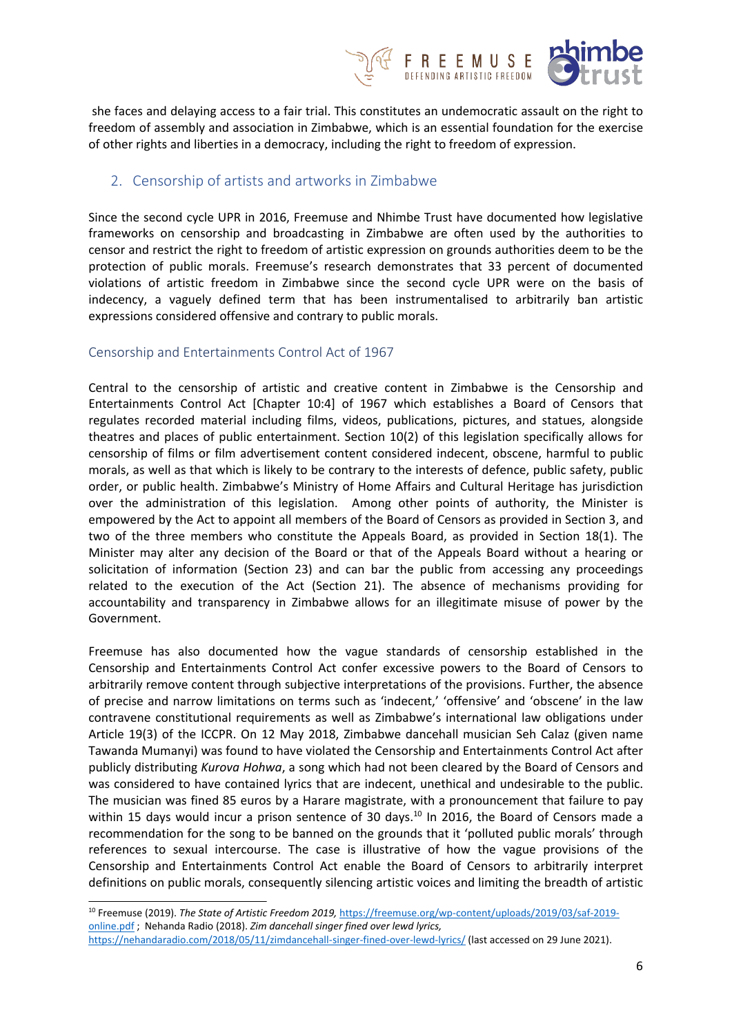she faces and delaying access to a fair trial. This constitutes an undemocratic assault on the right to freedom of assembly and association in Zimbabwe, which is an essential foundation for the exercise of other rights and liberties in a democracy, including the right to freedom of expression.

## 2. Censorship of artists and artworks in Zimbabwe

Since the second cycle UPR in 2016, Freemuse and Nhimbe Trust have documented how legislative frameworks on censorship and broadcasting in Zimbabwe are often used by the authorities to censor and restrict the right to freedom of artistic expression on grounds authorities deem to be the protection of public morals. Freemuse's research demonstrates that 33 percent of documented violations of artistic freedom in Zimbabwe since the second cycle UPR were on the basis of indecency, a vaguely defined term that has been instrumentalised to arbitrarily ban artistic expressions considered offensive and contrary to public morals.

### Censorship and Entertainments Control Act of 1967

Central to the censorship of artistic and creative content in Zimbabwe is the Censorship and Entertainments Control Act [Chapter 10:4] of 1967 which establishes a Board of Censors that regulates recorded material including films, videos, publications, pictures, and statues, alongside theatres and places of public entertainment. Section 10(2) of this legislation specifically allows for censorship of films or film advertisement content considered indecent, obscene, harmful to public morals, as well as that which is likely to be contrary to the interests of defence, public safety, public order, or public health. Zimbabwe's Ministry of Home Affairs and Cultural Heritage has jurisdiction over the administration of this legislation. Among other points of authority, the Minister is empowered by the Act to appoint all members of the Board of Censors as provided in Section 3, and two of the three members who constitute the Appeals Board, as provided in Section 18(1). The Minister may alter any decision of the Board or that of the Appeals Board without a hearing or solicitation of information (Section 23) and can bar the public from accessing any proceedings related to the execution of the Act (Section 21). The absence of mechanisms providing for accountability and transparency in Zimbabwe allows for an illegitimate misuse of power by the Government.

Freemuse has also documented how the vague standards of censorship established in the Censorship and Entertainments Control Act confer excessive powers to the Board of Censors to arbitrarily remove content through subjective interpretations of the provisions. Further, the absence of precise and narrow limitations on terms such as 'indecent,' 'offensive' and 'obscene' in the law contravene constitutional requirements as well as Zimbabwe's international law obligations under Article 19(3) of the ICCPR. On 12 May 2018, Zimbabwe dancehall musician Seh Calaz (given name Tawanda Mumanyi) was found to have violated the Censorship and Entertainments Control Act after publicly distributing *Kurova Hohwa*, a song which had not been cleared by the Board of Censors and was considered to have contained lyrics that are indecent, unethical and undesirable to the public. The musician was fined 85 euros by a Harare magistrate, with a pronouncement that failure to pay within 15 days would incur a prison sentence of 30 days.[10] In 2016, the Board of Censors made a recommendation for the song to be banned on the grounds that it 'polluted public morals' through references to sexual intercourse. The case is illustrative of how the vague provisions of the Censorship and Entertainments Control Act enable the Board of Censors to arbitrarily interpret definitions on public morals, consequently silencing artistic voices and limiting the breadth of artistic

---

[10] Freemuse (2019). *The State of Artistic Freedom 2019*, https://freemuse.org/wp-content/uploads/2019/03/saf-2019-online.pdf ; Nehanda Radio (2018). *Zim dancehall singer fined over lewd lyrics*, https://nehandaradio.com/2018/05/11/zimdancehall-singer-fined-over-lewd-lyrics/ (last accessed on 29 June 2021).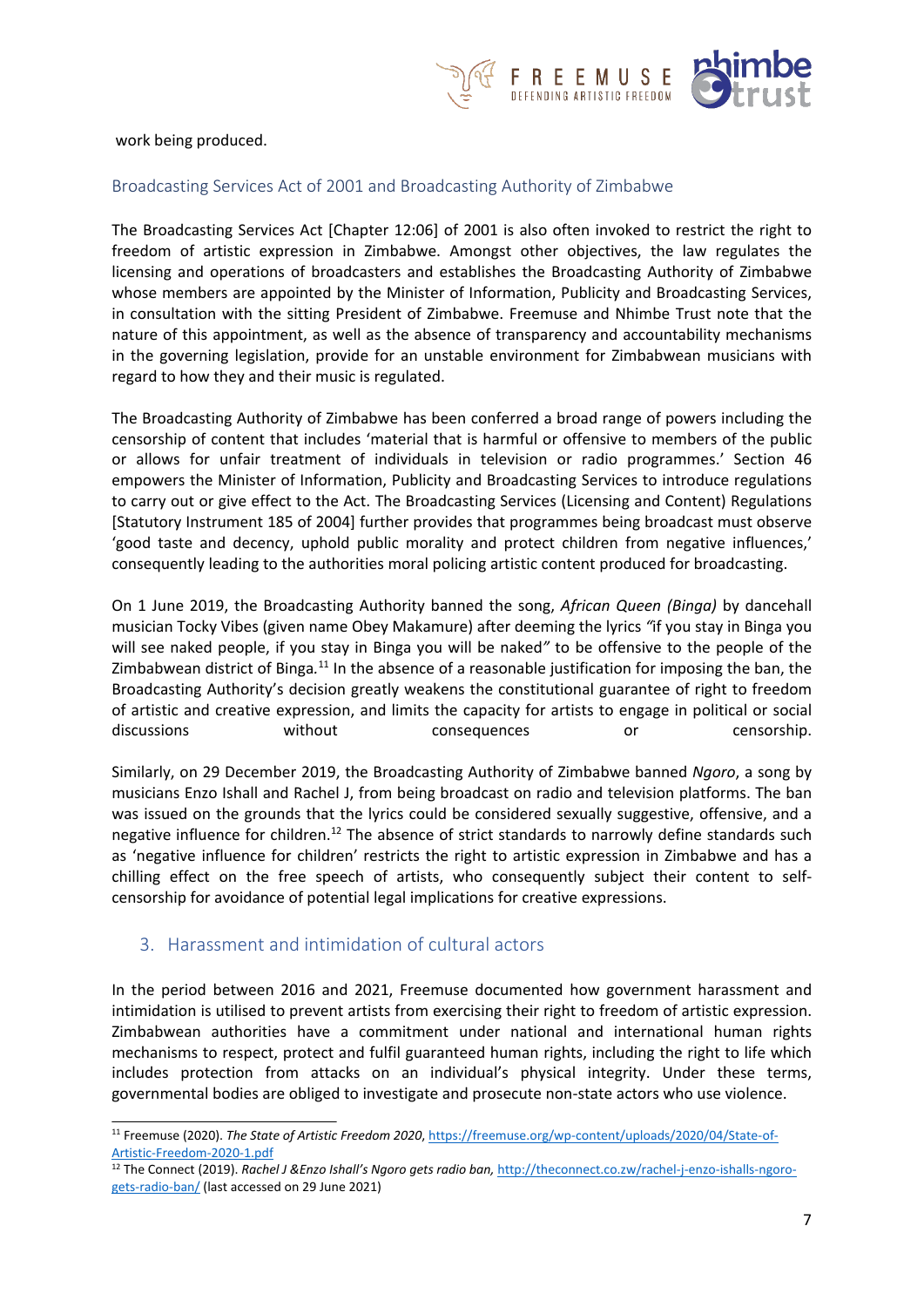work being produced.

## Broadcasting Services Act of 2001 and Broadcasting Authority of Zimbabwe

The Broadcasting Services Act [Chapter 12:06] of 2001 is also often invoked to restrict the right to freedom of artistic expression in Zimbabwe. Amongst other objectives, the law regulates the licensing and operations of broadcasters and establishes the Broadcasting Authority of Zimbabwe whose members are appointed by the Minister of Information, Publicity and Broadcasting Services, in consultation with the sitting President of Zimbabwe. Freemuse and Nhimbe Trust note that the nature of this appointment, as well as the absence of transparency and accountability mechanisms in the governing legislation, provide for an unstable environment for Zimbabwean musicians with regard to how they and their music is regulated.

The Broadcasting Authority of Zimbabwe has been conferred a broad range of powers including the censorship of content that includes 'material that is harmful or offensive to members of the public or allows for unfair treatment of individuals in television or radio programmes.' Section 46 empowers the Minister of Information, Publicity and Broadcasting Services to introduce regulations to carry out or give effect to the Act. The Broadcasting Services (Licensing and Content) Regulations [Statutory Instrument 185 of 2004] further provides that programmes being broadcast must observe 'good taste and decency, uphold public morality and protect children from negative influences,' consequently leading to the authorities moral policing artistic content produced for broadcasting.

On 1 June 2019, the Broadcasting Authority banned the song, *African Queen (Binga)* by dancehall musician Tocky Vibes (given name Obey Makamure) after deeming the lyrics *"*if you stay in Binga you will see naked people, if you stay in Binga you will be naked*"* to be offensive to the people of the Zimbabwean district of Binga.[11] In the absence of a reasonable justification for imposing the ban, the Broadcasting Authority's decision greatly weakens the constitutional guarantee of right to freedom of artistic and creative expression, and limits the capacity for artists to engage in political or social discussions without consequences or censorship.

Similarly, on 29 December 2019, the Broadcasting Authority of Zimbabwe banned *Ngoro*, a song by musicians Enzo Ishall and Rachel J, from being broadcast on radio and television platforms. The ban was issued on the grounds that the lyrics could be considered sexually suggestive, offensive, and a negative influence for children.[12] The absence of strict standards to narrowly define standards such as 'negative influence for children' restricts the right to artistic expression in Zimbabwe and has a chilling effect on the free speech of artists, who consequently subject their content to self-censorship for avoidance of potential legal implications for creative expressions.

## 3. Harassment and intimidation of cultural actors

In the period between 2016 and 2021, Freemuse documented how government harassment and intimidation is utilised to prevent artists from exercising their right to freedom of artistic expression. Zimbabwean authorities have a commitment under national and international human rights mechanisms to respect, protect and fulfil guaranteed human rights, including the right to life which includes protection from attacks on an individual's physical integrity. Under these terms, governmental bodies are obliged to investigate and prosecute non-state actors who use violence.

---

[11] Freemuse (2020). *The State of Artistic Freedom 2020*, https://freemuse.org/wp-content/uploads/2020/04/State-of-Artistic-Freedom-2020-1.pdf

[12] The Connect (2019). *Rachel J &Enzo Ishall's Ngoro gets radio ban,* http://theconnect.co.zw/rachel-j-enzo-ishalls-ngoro-gets-radio-ban/ (last accessed on 29 June 2021)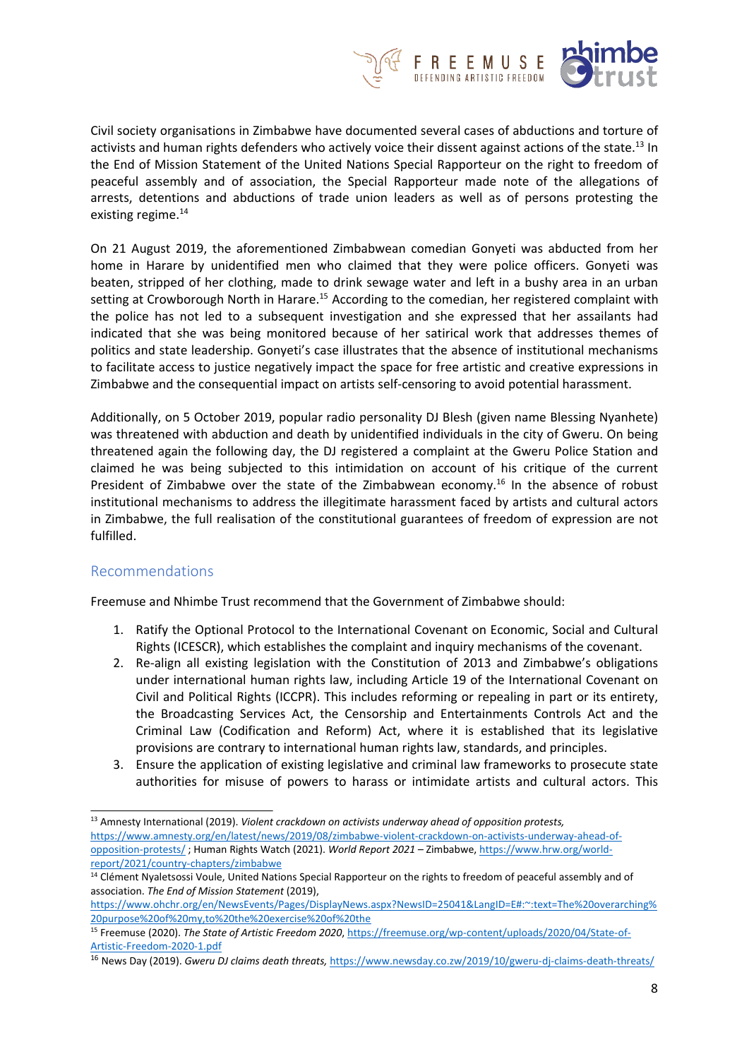Civil society organisations in Zimbabwe have documented several cases of abductions and torture of activists and human rights defenders who actively voice their dissent against actions of the state.[13] In the End of Mission Statement of the United Nations Special Rapporteur on the right to freedom of peaceful assembly and of association, the Special Rapporteur made note of the allegations of arrests, detentions and abductions of trade union leaders as well as of persons protesting the existing regime.[14]

On 21 August 2019, the aforementioned Zimbabwean comedian Gonyeti was abducted from her home in Harare by unidentified men who claimed that they were police officers. Gonyeti was beaten, stripped of her clothing, made to drink sewage water and left in a bushy area in an urban setting at Crowborough North in Harare.[15] According to the comedian, her registered complaint with the police has not led to a subsequent investigation and she expressed that her assailants had indicated that she was being monitored because of her satirical work that addresses themes of politics and state leadership. Gonyeti's case illustrates that the absence of institutional mechanisms to facilitate access to justice negatively impact the space for free artistic and creative expressions in Zimbabwe and the consequential impact on artists self-censoring to avoid potential harassment.

Additionally, on 5 October 2019, popular radio personality DJ Blesh (given name Blessing Nyanhete) was threatened with abduction and death by unidentified individuals in the city of Gweru. On being threatened again the following day, the DJ registered a complaint at the Gweru Police Station and claimed he was being subjected to this intimidation on account of his critique of the current President of Zimbabwe over the state of the Zimbabwean economy.[16] In the absence of robust institutional mechanisms to address the illegitimate harassment faced by artists and cultural actors in Zimbabwe, the full realisation of the constitutional guarantees of freedom of expression are not fulfilled.

## Recommendations

Freemuse and Nhimbe Trust recommend that the Government of Zimbabwe should:

1. Ratify the Optional Protocol to the International Covenant on Economic, Social and Cultural Rights (ICESCR), which establishes the complaint and inquiry mechanisms of the covenant.
2. Re-align all existing legislation with the Constitution of 2013 and Zimbabwe's obligations under international human rights law, including Article 19 of the International Covenant on Civil and Political Rights (ICCPR). This includes reforming or repealing in part or its entirety, the Broadcasting Services Act, the Censorship and Entertainments Controls Act and the Criminal Law (Codification and Reform) Act, where it is established that its legislative provisions are contrary to international human rights law, standards, and principles.
3. Ensure the application of existing legislative and criminal law frameworks to prosecute state authorities for misuse of powers to harass or intimidate artists and cultural actors. This

---

[13] Amnesty International (2019). *Violent crackdown on activists underway ahead of opposition protests,* https://www.amnesty.org/en/latest/news/2019/08/zimbabwe-violent-crackdown-on-activists-underway-ahead-of-opposition-protests/ ; Human Rights Watch (2021). *World Report 2021* – Zimbabwe, https://www.hrw.org/world-report/2021/country-chapters/zimbabwe

[14] Clément Nyaletsossi Voule, United Nations Special Rapporteur on the rights to freedom of peaceful assembly and of association. *The End of Mission Statement* (2019), https://www.ohchr.org/en/NewsEvents/Pages/DisplayNews.aspx?NewsID=25041&LangID=E#:~:text=The%20overarching%20purpose%20of%20my,to%20the%20exercise%20of%20the

[15] Freemuse (2020). *The State of Artistic Freedom 2020*, https://freemuse.org/wp-content/uploads/2020/04/State-of-Artistic-Freedom-2020-1.pdf

[16] News Day (2019). *Gweru DJ claims death threats,* https://www.newsday.co.zw/2019/10/gweru-dj-claims-death-threats/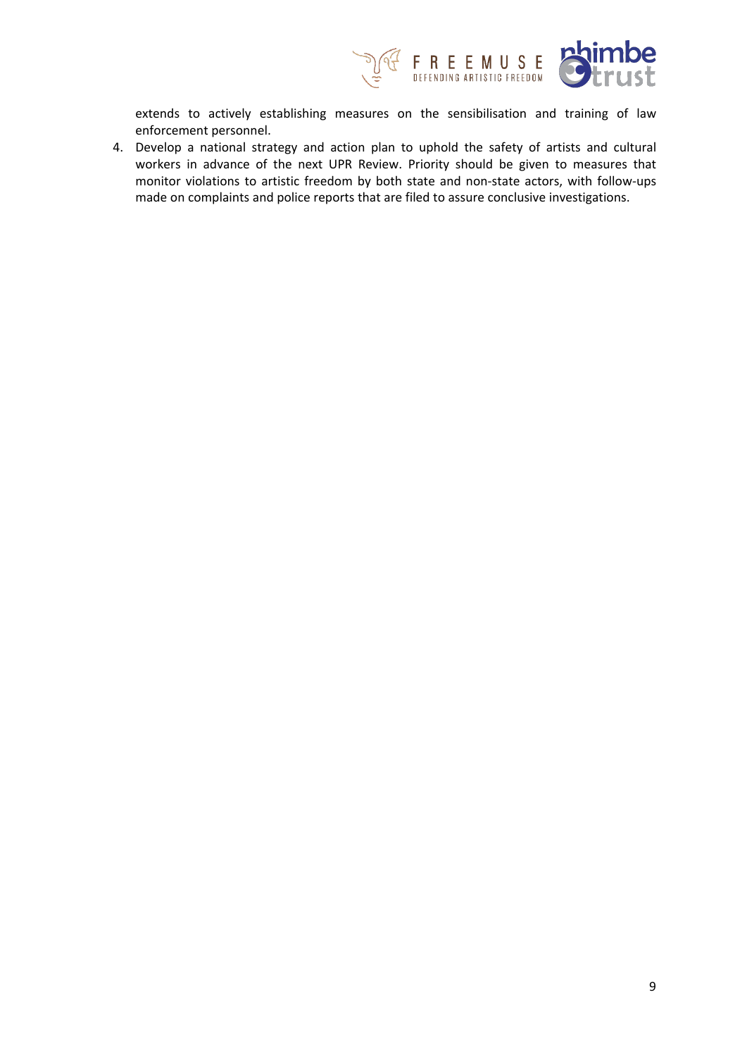extends to actively establishing measures on the sensibilisation and training of law enforcement personnel.

4. Develop a national strategy and action plan to uphold the safety of artists and cultural workers in advance of the next UPR Review. Priority should be given to measures that monitor violations to artistic freedom by both state and non-state actors, with follow-ups made on complaints and police reports that are filed to assure conclusive investigations.